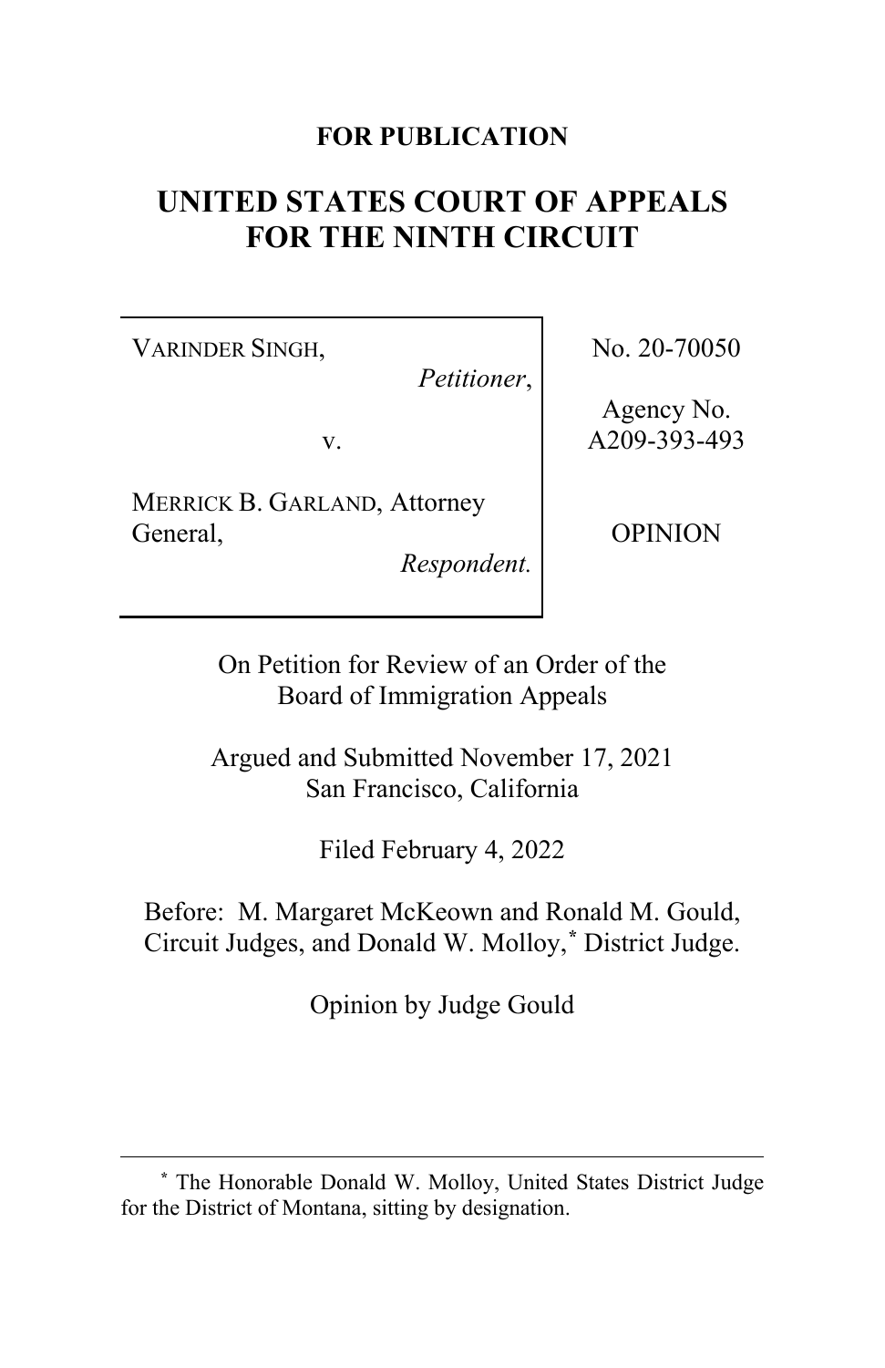**FOR PUBLICATION**

# UNITED STATES COURT OF APPEALS FOR THE NINTH CIRCUIT

| | |
|---|---|
| VARINDER SINGH, *Petitioner*, v. MERRICK B. GARLAND, Attorney General, *Respondent.* | No. 20-70050 Agency No. A209-393-493 OPINION |

On Petition for Review of an Order of the Board of Immigration Appeals

Argued and Submitted November 17, 2021
San Francisco, California

Filed February 4, 2022

Before: M. Margaret McKeown and Ronald M. Gould, Circuit Judges, and Donald W. Molloy,* District Judge.

Opinion by Judge Gould

---

\* The Honorable Donald W. Molloy, United States District Judge for the District of Montana, sitting by designation.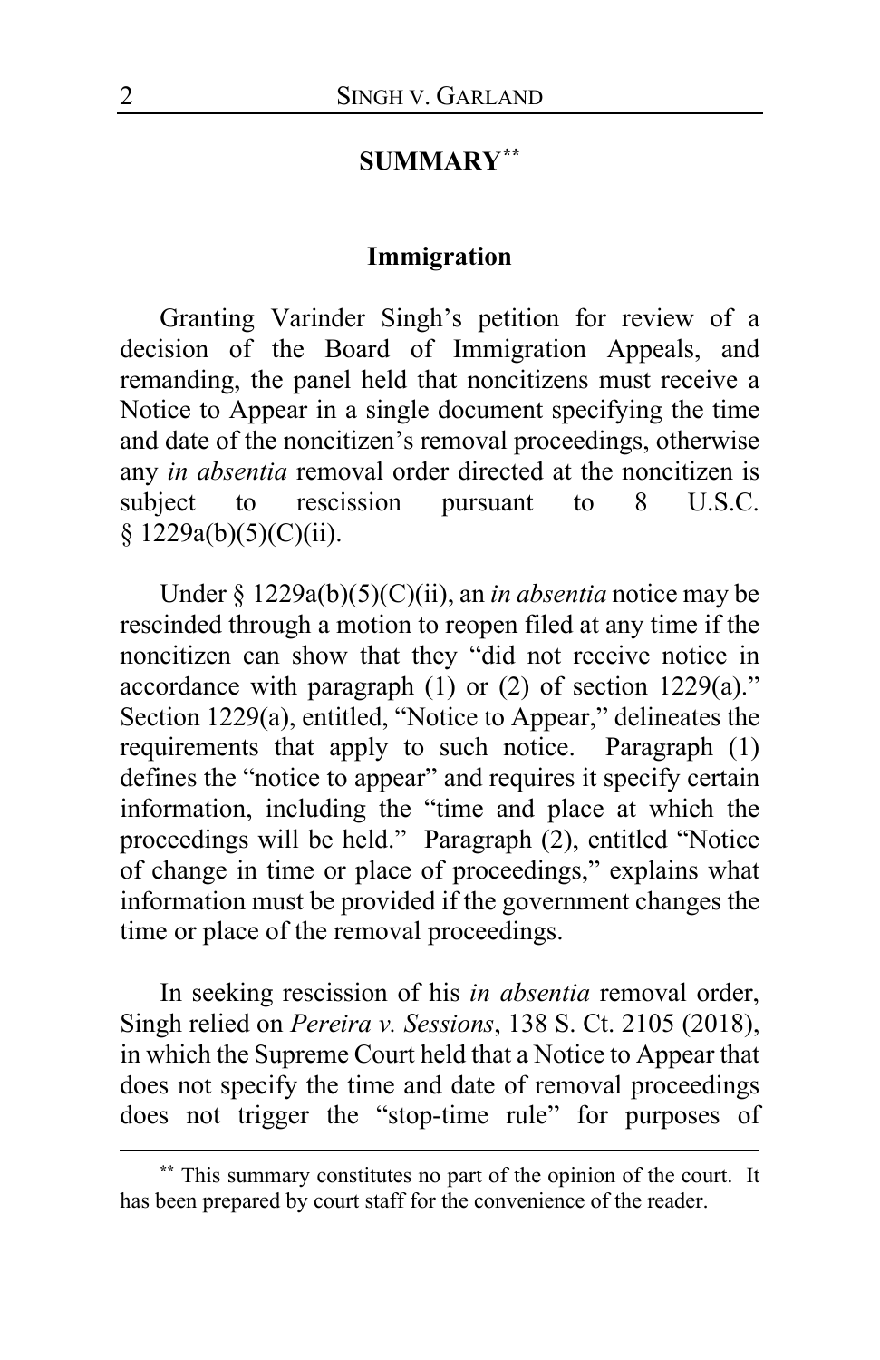## SUMMARY**

### Immigration

Granting Varinder Singh's petition for review of a decision of the Board of Immigration Appeals, and remanding, the panel held that noncitizens must receive a Notice to Appear in a single document specifying the time and date of the noncitizen's removal proceedings, otherwise any *in absentia* removal order directed at the noncitizen is subject to rescission pursuant to 8 U.S.C. § 1229a(b)(5)(C)(ii).

Under § 1229a(b)(5)(C)(ii), an *in absentia* notice may be rescinded through a motion to reopen filed at any time if the noncitizen can show that they "did not receive notice in accordance with paragraph (1) or (2) of section 1229(a)." Section 1229(a), entitled, "Notice to Appear," delineates the requirements that apply to such notice. Paragraph (1) defines the "notice to appear" and requires it specify certain information, including the "time and place at which the proceedings will be held." Paragraph (2), entitled "Notice of change in time or place of proceedings," explains what information must be provided if the government changes the time or place of the removal proceedings.

In seeking rescission of his *in absentia* removal order, Singh relied on *Pereira v. Sessions*, 138 S. Ct. 2105 (2018), in which the Supreme Court held that a Notice to Appear that does not specify the time and date of removal proceedings does not trigger the "stop-time rule" for purposes of

---

** This summary constitutes no part of the opinion of the court. It has been prepared by court staff for the convenience of the reader.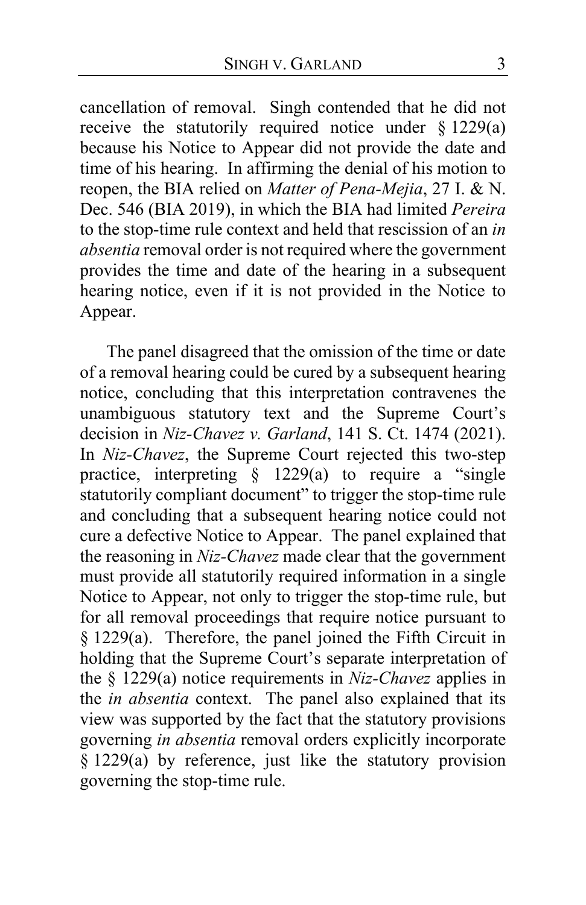cancellation of removal. Singh contended that he did not receive the statutorily required notice under § 1229(a) because his Notice to Appear did not provide the date and time of his hearing. In affirming the denial of his motion to reopen, the BIA relied on *Matter of Pena-Mejia*, 27 I. & N. Dec. 546 (BIA 2019), in which the BIA had limited *Pereira* to the stop-time rule context and held that rescission of an *in absentia* removal order is not required where the government provides the time and date of the hearing in a subsequent hearing notice, even if it is not provided in the Notice to Appear.

The panel disagreed that the omission of the time or date of a removal hearing could be cured by a subsequent hearing notice, concluding that this interpretation contravenes the unambiguous statutory text and the Supreme Court's decision in *Niz-Chavez v. Garland*, 141 S. Ct. 1474 (2021). In *Niz-Chavez*, the Supreme Court rejected this two-step practice, interpreting § 1229(a) to require a "single statutorily compliant document" to trigger the stop-time rule and concluding that a subsequent hearing notice could not cure a defective Notice to Appear. The panel explained that the reasoning in *Niz-Chavez* made clear that the government must provide all statutorily required information in a single Notice to Appear, not only to trigger the stop-time rule, but for all removal proceedings that require notice pursuant to § 1229(a). Therefore, the panel joined the Fifth Circuit in holding that the Supreme Court's separate interpretation of the § 1229(a) notice requirements in *Niz-Chavez* applies in the *in absentia* context. The panel also explained that its view was supported by the fact that the statutory provisions governing *in absentia* removal orders explicitly incorporate § 1229(a) by reference, just like the statutory provision governing the stop-time rule.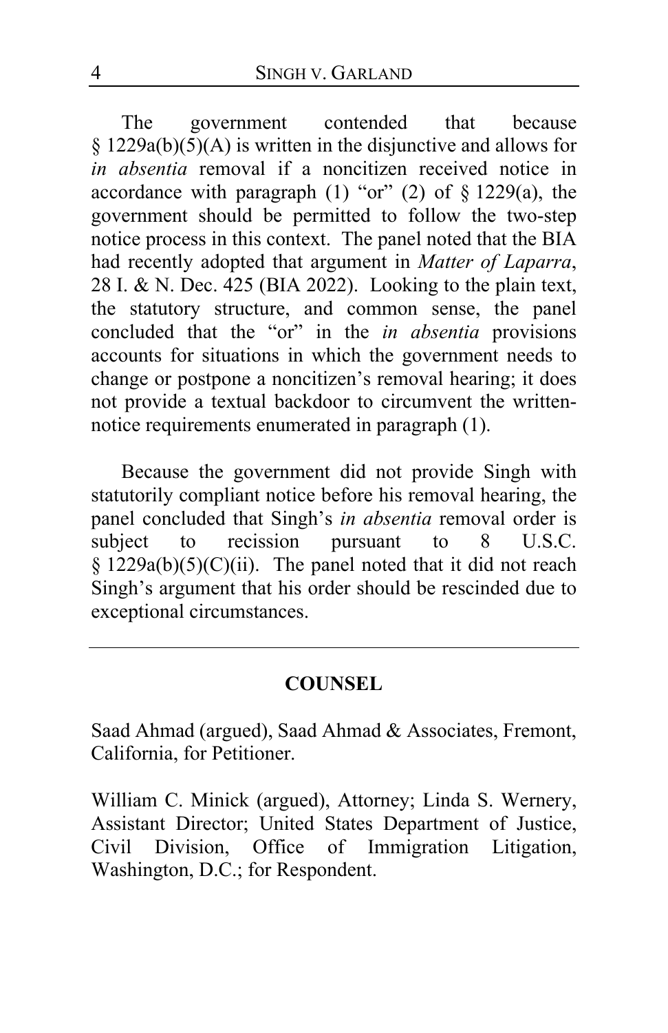The government contended that because § 1229a(b)(5)(A) is written in the disjunctive and allows for *in absentia* removal if a noncitizen received notice in accordance with paragraph (1) "or" (2) of § 1229(a), the government should be permitted to follow the two-step notice process in this context. The panel noted that the BIA had recently adopted that argument in *Matter of Laparra*, 28 I. & N. Dec. 425 (BIA 2022). Looking to the plain text, the statutory structure, and common sense, the panel concluded that the "or" in the *in absentia* provisions accounts for situations in which the government needs to change or postpone a noncitizen's removal hearing; it does not provide a textual backdoor to circumvent the written-notice requirements enumerated in paragraph (1).

Because the government did not provide Singh with statutorily compliant notice before his removal hearing, the panel concluded that Singh's *in absentia* removal order is subject to recission pursuant to 8 U.S.C. § 1229a(b)(5)(C)(ii). The panel noted that it did not reach Singh's argument that his order should be rescinded due to exceptional circumstances.

---

## COUNSEL

Saad Ahmad (argued), Saad Ahmad & Associates, Fremont, California, for Petitioner.

William C. Minick (argued), Attorney; Linda S. Wernery, Assistant Director; United States Department of Justice, Civil Division, Office of Immigration Litigation, Washington, D.C.; for Respondent.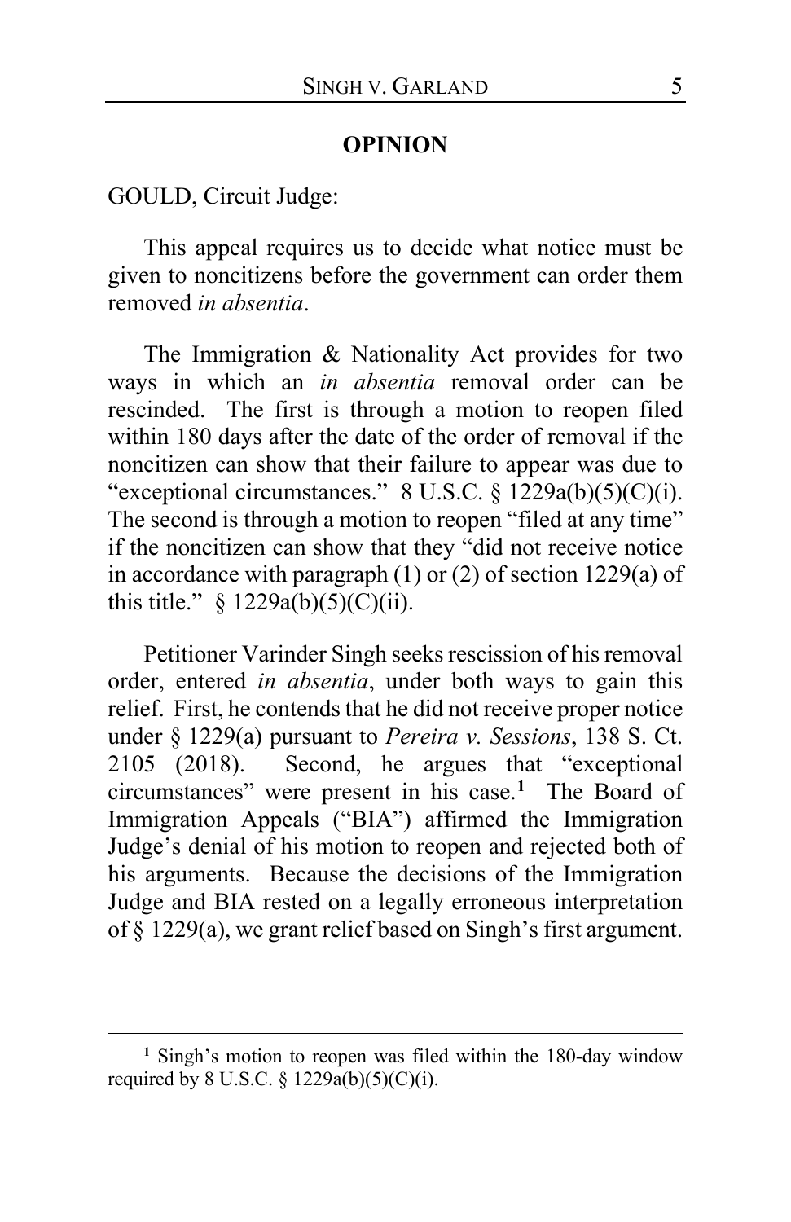## OPINION

GOULD, Circuit Judge:

This appeal requires us to decide what notice must be given to noncitizens before the government can order them removed *in absentia*.

The Immigration & Nationality Act provides for two ways in which an *in absentia* removal order can be rescinded. The first is through a motion to reopen filed within 180 days after the date of the order of removal if the noncitizen can show that their failure to appear was due to "exceptional circumstances." 8 U.S.C. § 1229a(b)(5)(C)(i). The second is through a motion to reopen "filed at any time" if the noncitizen can show that they "did not receive notice in accordance with paragraph (1) or (2) of section 1229(a) of this title." § 1229a(b)(5)(C)(ii).

Petitioner Varinder Singh seeks rescission of his removal order, entered *in absentia*, under both ways to gain this relief. First, he contends that he did not receive proper notice under § 1229(a) pursuant to *Pereira v. Sessions*, 138 S. Ct. 2105 (2018). Second, he argues that "exceptional circumstances" were present in his case.[1] The Board of Immigration Appeals ("BIA") affirmed the Immigration Judge's denial of his motion to reopen and rejected both of his arguments. Because the decisions of the Immigration Judge and BIA rested on a legally erroneous interpretation of § 1229(a), we grant relief based on Singh's first argument.

---

[1] Singh's motion to reopen was filed within the 180-day window required by 8 U.S.C. § 1229a(b)(5)(C)(i).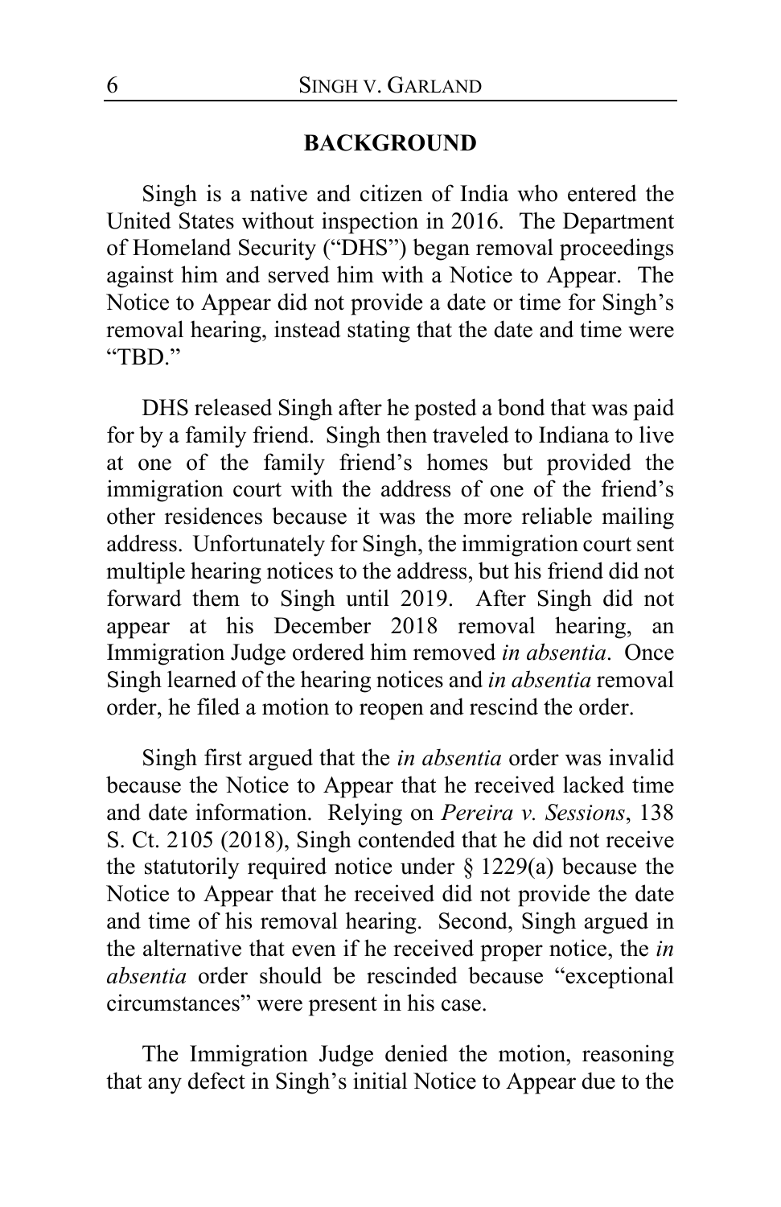## BACKGROUND

Singh is a native and citizen of India who entered the United States without inspection in 2016. The Department of Homeland Security ("DHS") began removal proceedings against him and served him with a Notice to Appear. The Notice to Appear did not provide a date or time for Singh's removal hearing, instead stating that the date and time were "TBD."

DHS released Singh after he posted a bond that was paid for by a family friend. Singh then traveled to Indiana to live at one of the family friend's homes but provided the immigration court with the address of one of the friend's other residences because it was the more reliable mailing address. Unfortunately for Singh, the immigration court sent multiple hearing notices to the address, but his friend did not forward them to Singh until 2019. After Singh did not appear at his December 2018 removal hearing, an Immigration Judge ordered him removed *in absentia*. Once Singh learned of the hearing notices and *in absentia* removal order, he filed a motion to reopen and rescind the order.

Singh first argued that the *in absentia* order was invalid because the Notice to Appear that he received lacked time and date information. Relying on *Pereira v. Sessions*, 138 S. Ct. 2105 (2018), Singh contended that he did not receive the statutorily required notice under § 1229(a) because the Notice to Appear that he received did not provide the date and time of his removal hearing. Second, Singh argued in the alternative that even if he received proper notice, the *in absentia* order should be rescinded because "exceptional circumstances" were present in his case.

The Immigration Judge denied the motion, reasoning that any defect in Singh's initial Notice to Appear due to the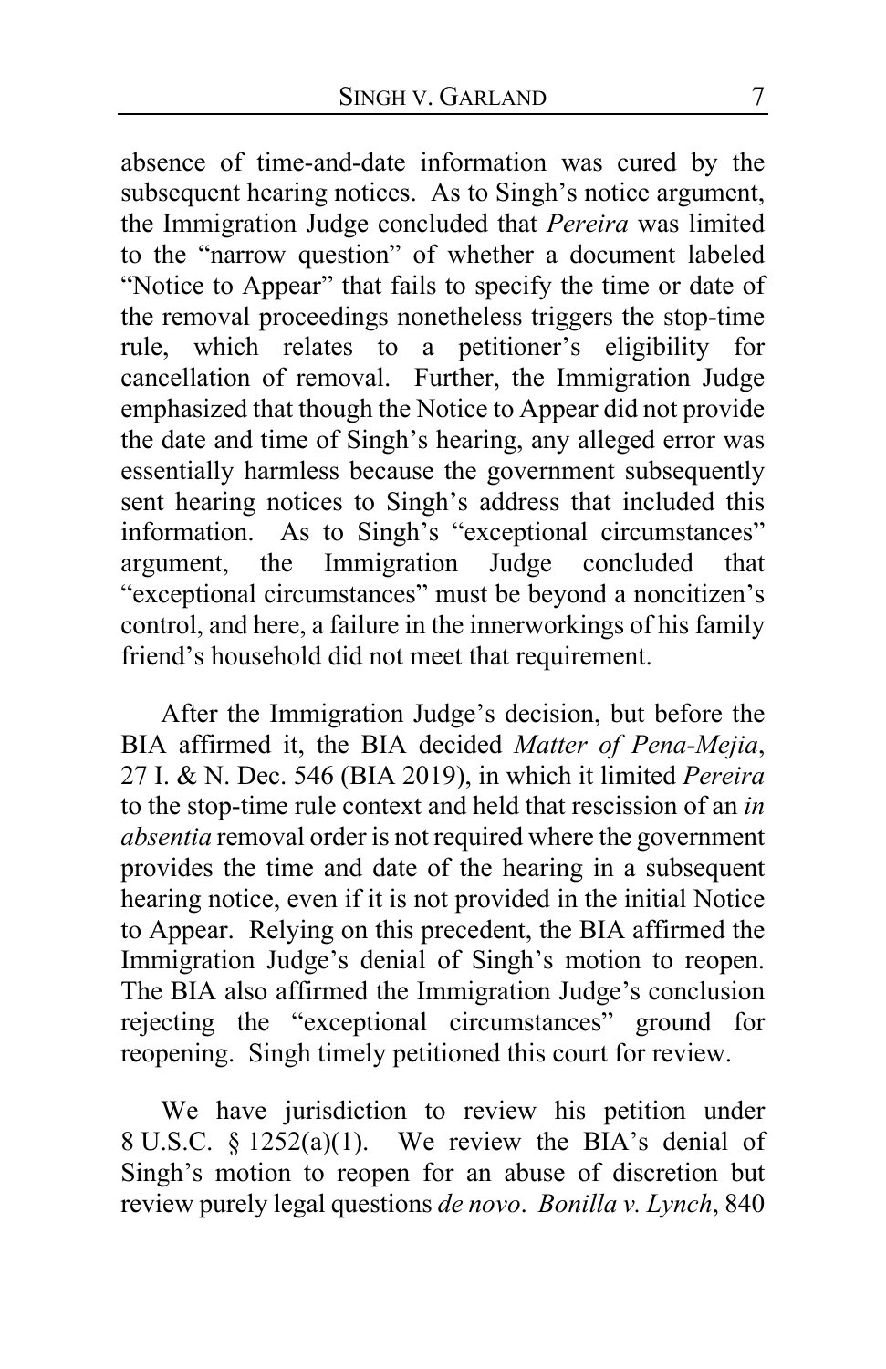absence of time-and-date information was cured by the subsequent hearing notices. As to Singh's notice argument, the Immigration Judge concluded that *Pereira* was limited to the "narrow question" of whether a document labeled "Notice to Appear" that fails to specify the time or date of the removal proceedings nonetheless triggers the stop-time rule, which relates to a petitioner's eligibility for cancellation of removal. Further, the Immigration Judge emphasized that though the Notice to Appear did not provide the date and time of Singh's hearing, any alleged error was essentially harmless because the government subsequently sent hearing notices to Singh's address that included this information. As to Singh's "exceptional circumstances" argument, the Immigration Judge concluded that "exceptional circumstances" must be beyond a noncitizen's control, and here, a failure in the innerworkings of his family friend's household did not meet that requirement.

After the Immigration Judge's decision, but before the BIA affirmed it, the BIA decided *Matter of Pena-Mejia*, 27 I. & N. Dec. 546 (BIA 2019), in which it limited *Pereira* to the stop-time rule context and held that rescission of an *in absentia* removal order is not required where the government provides the time and date of the hearing in a subsequent hearing notice, even if it is not provided in the initial Notice to Appear. Relying on this precedent, the BIA affirmed the Immigration Judge's denial of Singh's motion to reopen. The BIA also affirmed the Immigration Judge's conclusion rejecting the "exceptional circumstances" ground for reopening. Singh timely petitioned this court for review.

We have jurisdiction to review his petition under 8 U.S.C. § 1252(a)(1). We review the BIA's denial of Singh's motion to reopen for an abuse of discretion but review purely legal questions *de novo*. *Bonilla v. Lynch*, 840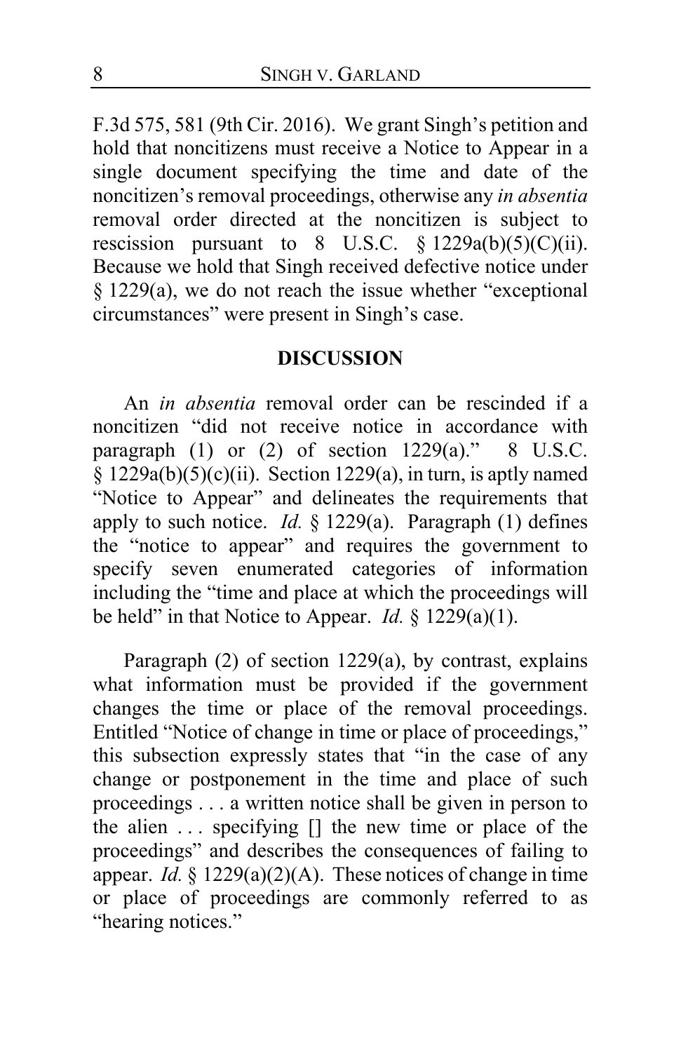F.3d 575, 581 (9th Cir. 2016). We grant Singh's petition and hold that noncitizens must receive a Notice to Appear in a single document specifying the time and date of the noncitizen's removal proceedings, otherwise any *in absentia* removal order directed at the noncitizen is subject to rescission pursuant to 8 U.S.C. § 1229a(b)(5)(C)(ii). Because we hold that Singh received defective notice under § 1229(a), we do not reach the issue whether "exceptional circumstances" were present in Singh's case.

## DISCUSSION

An *in absentia* removal order can be rescinded if a noncitizen "did not receive notice in accordance with paragraph (1) or (2) of section 1229(a)." 8 U.S.C. § 1229a(b)(5)(c)(ii). Section 1229(a), in turn, is aptly named "Notice to Appear" and delineates the requirements that apply to such notice. *Id.* § 1229(a). Paragraph (1) defines the "notice to appear" and requires the government to specify seven enumerated categories of information including the "time and place at which the proceedings will be held" in that Notice to Appear. *Id.* § 1229(a)(1).

Paragraph (2) of section 1229(a), by contrast, explains what information must be provided if the government changes the time or place of the removal proceedings. Entitled "Notice of change in time or place of proceedings," this subsection expressly states that "in the case of any change or postponement in the time and place of such proceedings . . . a written notice shall be given in person to the alien . . . specifying [] the new time or place of the proceedings" and describes the consequences of failing to appear. *Id.* § 1229(a)(2)(A). These notices of change in time or place of proceedings are commonly referred to as "hearing notices."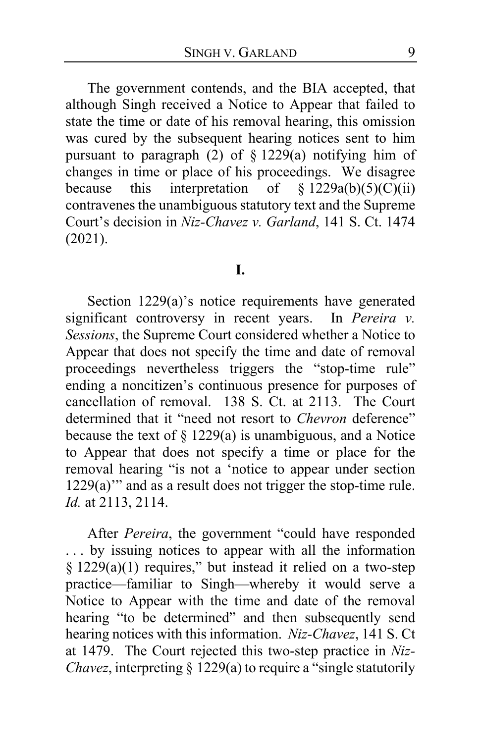The government contends, and the BIA accepted, that although Singh received a Notice to Appear that failed to state the time or date of his removal hearing, this omission was cured by the subsequent hearing notices sent to him pursuant to paragraph (2) of § 1229(a) notifying him of changes in time or place of his proceedings. We disagree because this interpretation of § 1229a(b)(5)(C)(ii) contravenes the unambiguous statutory text and the Supreme Court's decision in *Niz-Chavez v. Garland*, 141 S. Ct. 1474 (2021).

**I.**

Section 1229(a)'s notice requirements have generated significant controversy in recent years. In *Pereira v. Sessions*, the Supreme Court considered whether a Notice to Appear that does not specify the time and date of removal proceedings nevertheless triggers the "stop-time rule" ending a noncitizen's continuous presence for purposes of cancellation of removal. 138 S. Ct. at 2113. The Court determined that it "need not resort to *Chevron* deference" because the text of § 1229(a) is unambiguous, and a Notice to Appear that does not specify a time or place for the removal hearing "is not a 'notice to appear under section 1229(a)'" and as a result does not trigger the stop-time rule. *Id.* at 2113, 2114.

After *Pereira*, the government "could have responded . . . by issuing notices to appear with all the information § 1229(a)(1) requires," but instead it relied on a two-step practice—familiar to Singh—whereby it would serve a Notice to Appear with the time and date of the removal hearing "to be determined" and then subsequently send hearing notices with this information. *Niz-Chavez*, 141 S. Ct at 1479. The Court rejected this two-step practice in *Niz-Chavez*, interpreting § 1229(a) to require a "single statutorily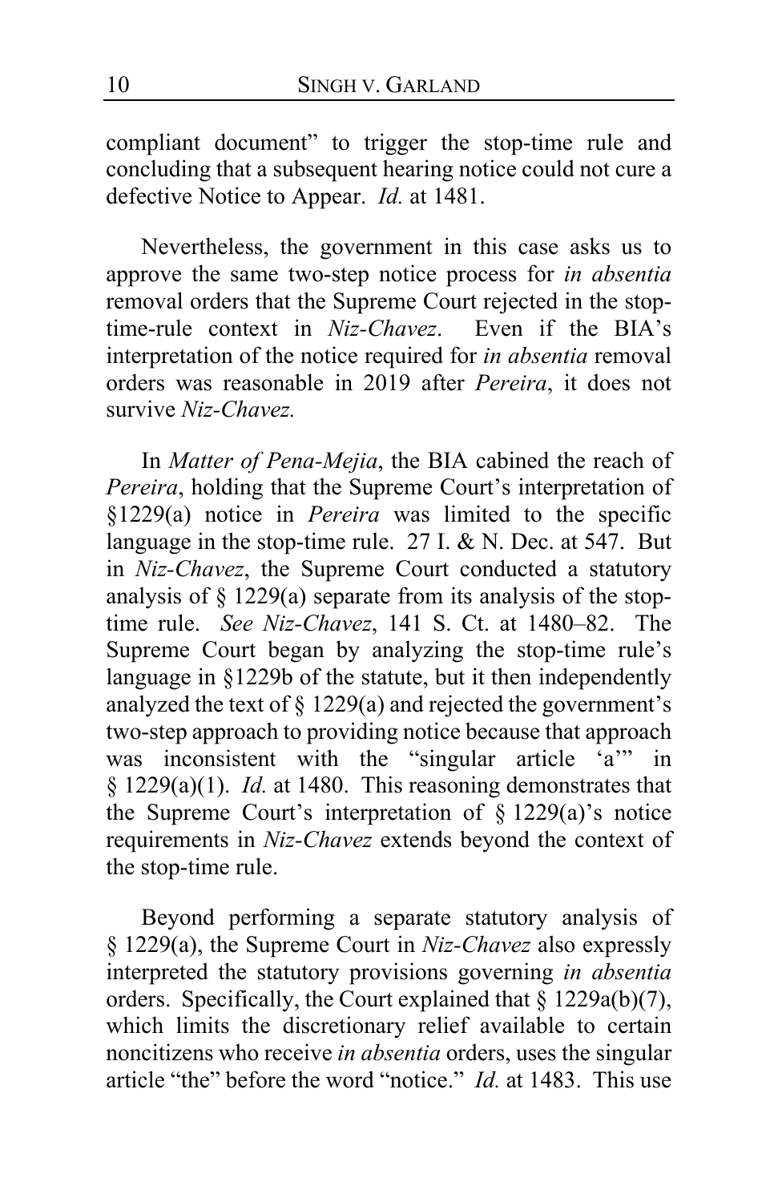compliant document" to trigger the stop-time rule and concluding that a subsequent hearing notice could not cure a defective Notice to Appear. *Id.* at 1481.

Nevertheless, the government in this case asks us to approve the same two-step notice process for *in absentia* removal orders that the Supreme Court rejected in the stop-time-rule context in *Niz-Chavez*. Even if the BIA's interpretation of the notice required for *in absentia* removal orders was reasonable in 2019 after *Pereira*, it does not survive *Niz-Chavez.*

In *Matter of Pena-Mejia*, the BIA cabined the reach of *Pereira*, holding that the Supreme Court's interpretation of §1229(a) notice in *Pereira* was limited to the specific language in the stop-time rule. 27 I. & N. Dec. at 547. But in *Niz-Chavez*, the Supreme Court conducted a statutory analysis of § 1229(a) separate from its analysis of the stop-time rule. *See Niz-Chavez*, 141 S. Ct. at 1480–82. The Supreme Court began by analyzing the stop-time rule's language in §1229b of the statute, but it then independently analyzed the text of § 1229(a) and rejected the government's two-step approach to providing notice because that approach was inconsistent with the "singular article 'a'" in § 1229(a)(1). *Id.* at 1480. This reasoning demonstrates that the Supreme Court's interpretation of § 1229(a)'s notice requirements in *Niz-Chavez* extends beyond the context of the stop-time rule.

Beyond performing a separate statutory analysis of § 1229(a), the Supreme Court in *Niz-Chavez* also expressly interpreted the statutory provisions governing *in absentia* orders. Specifically, the Court explained that § 1229a(b)(7), which limits the discretionary relief available to certain noncitizens who receive *in absentia* orders, uses the singular article "the" before the word "notice." *Id.* at 1483. This use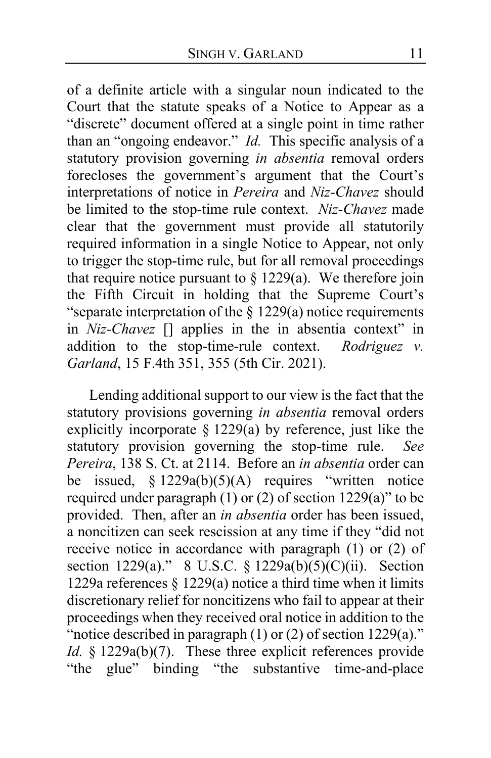of a definite article with a singular noun indicated to the Court that the statute speaks of a Notice to Appear as a "discrete" document offered at a single point in time rather than an "ongoing endeavor." *Id.* This specific analysis of a statutory provision governing *in absentia* removal orders forecloses the government's argument that the Court's interpretations of notice in *Pereira* and *Niz-Chavez* should be limited to the stop-time rule context. *Niz-Chavez* made clear that the government must provide all statutorily required information in a single Notice to Appear, not only to trigger the stop-time rule, but for all removal proceedings that require notice pursuant to § 1229(a). We therefore join the Fifth Circuit in holding that the Supreme Court's "separate interpretation of the § 1229(a) notice requirements in *Niz-Chavez* [] applies in the in absentia context" in addition to the stop-time-rule context. *Rodriguez v. Garland*, 15 F.4th 351, 355 (5th Cir. 2021).

Lending additional support to our view is the fact that the statutory provisions governing *in absentia* removal orders explicitly incorporate § 1229(a) by reference, just like the statutory provision governing the stop-time rule. *See Pereira*, 138 S. Ct. at 2114. Before an *in absentia* order can be issued, § 1229a(b)(5)(A) requires "written notice required under paragraph (1) or (2) of section 1229(a)" to be provided. Then, after an *in absentia* order has been issued, a noncitizen can seek rescission at any time if they "did not receive notice in accordance with paragraph (1) or (2) of section 1229(a)." 8 U.S.C. § 1229a(b)(5)(C)(ii). Section 1229a references § 1229(a) notice a third time when it limits discretionary relief for noncitizens who fail to appear at their proceedings when they received oral notice in addition to the "notice described in paragraph (1) or (2) of section 1229(a)." *Id.* § 1229a(b)(7). These three explicit references provide "the glue" binding "the substantive time-and-place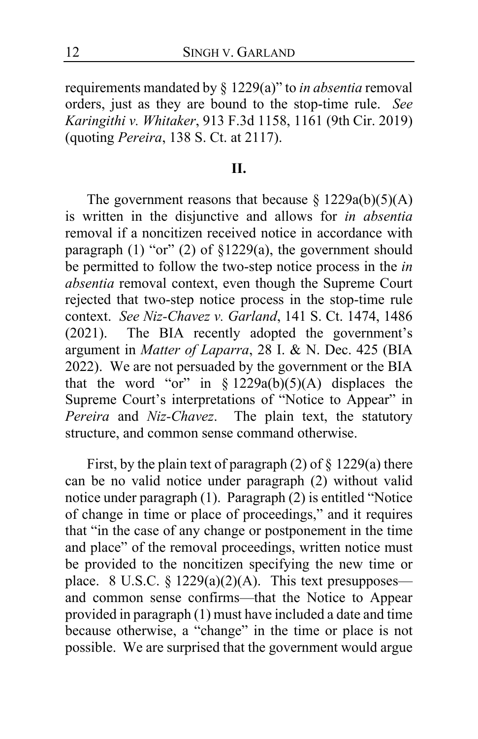requirements mandated by § 1229(a)" to *in absentia* removal orders, just as they are bound to the stop-time rule. *See Karingithi v. Whitaker*, 913 F.3d 1158, 1161 (9th Cir. 2019) (quoting *Pereira*, 138 S. Ct. at 2117).

## II.

The government reasons that because § 1229a(b)(5)(A) is written in the disjunctive and allows for *in absentia* removal if a noncitizen received notice in accordance with paragraph (1) "or" (2) of §1229(a), the government should be permitted to follow the two-step notice process in the *in absentia* removal context, even though the Supreme Court rejected that two-step notice process in the stop-time rule context. *See Niz-Chavez v. Garland*, 141 S. Ct. 1474, 1486 (2021). The BIA recently adopted the government's argument in *Matter of Laparra*, 28 I. & N. Dec. 425 (BIA 2022). We are not persuaded by the government or the BIA that the word "or" in § 1229a(b)(5)(A) displaces the Supreme Court's interpretations of "Notice to Appear" in *Pereira* and *Niz-Chavez*. The plain text, the statutory structure, and common sense command otherwise.

First, by the plain text of paragraph (2) of § 1229(a) there can be no valid notice under paragraph (2) without valid notice under paragraph (1). Paragraph (2) is entitled "Notice of change in time or place of proceedings," and it requires that "in the case of any change or postponement in the time and place" of the removal proceedings, written notice must be provided to the noncitizen specifying the new time or place. 8 U.S.C. § 1229(a)(2)(A). This text presupposes—and common sense confirms—that the Notice to Appear provided in paragraph (1) must have included a date and time because otherwise, a "change" in the time or place is not possible. We are surprised that the government would argue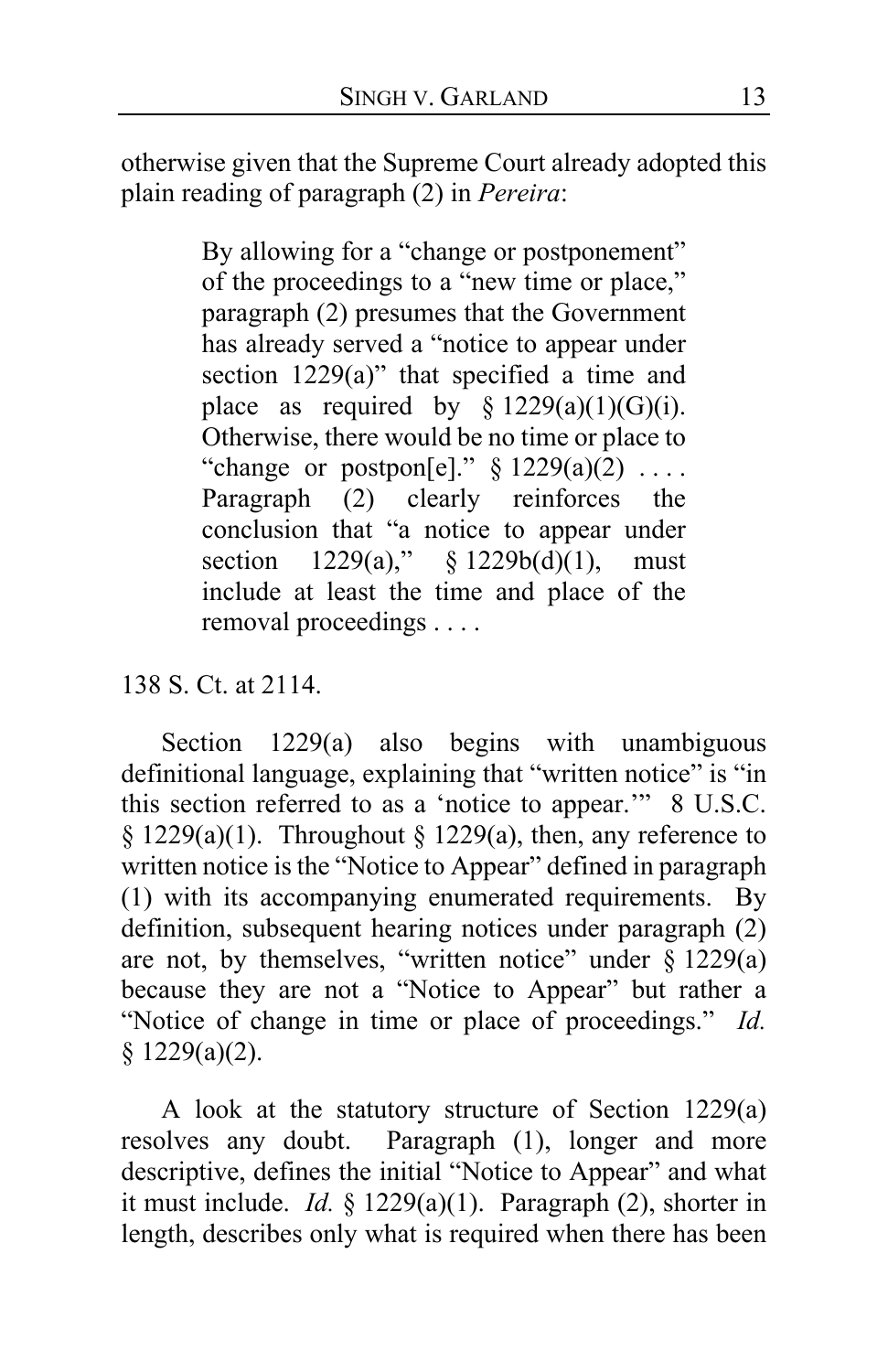otherwise given that the Supreme Court already adopted this plain reading of paragraph (2) in *Pereira*:

> By allowing for a "change or postponement" of the proceedings to a "new time or place," paragraph (2) presumes that the Government has already served a "notice to appear under section 1229(a)" that specified a time and place as required by § 1229(a)(1)(G)(i). Otherwise, there would be no time or place to "change or postpon[e]." § 1229(a)(2) . . . . Paragraph (2) clearly reinforces the conclusion that "a notice to appear under section 1229(a)," § 1229b(d)(1), must include at least the time and place of the removal proceedings . . . .

138 S. Ct. at 2114.

Section 1229(a) also begins with unambiguous definitional language, explaining that "written notice" is "in this section referred to as a 'notice to appear.'" 8 U.S.C. § 1229(a)(1). Throughout § 1229(a), then, any reference to written notice is the "Notice to Appear" defined in paragraph (1) with its accompanying enumerated requirements. By definition, subsequent hearing notices under paragraph (2) are not, by themselves, "written notice" under § 1229(a) because they are not a "Notice to Appear" but rather a "Notice of change in time or place of proceedings." *Id.* § 1229(a)(2).

A look at the statutory structure of Section 1229(a) resolves any doubt. Paragraph (1), longer and more descriptive, defines the initial "Notice to Appear" and what it must include. *Id.* § 1229(a)(1). Paragraph (2), shorter in length, describes only what is required when there has been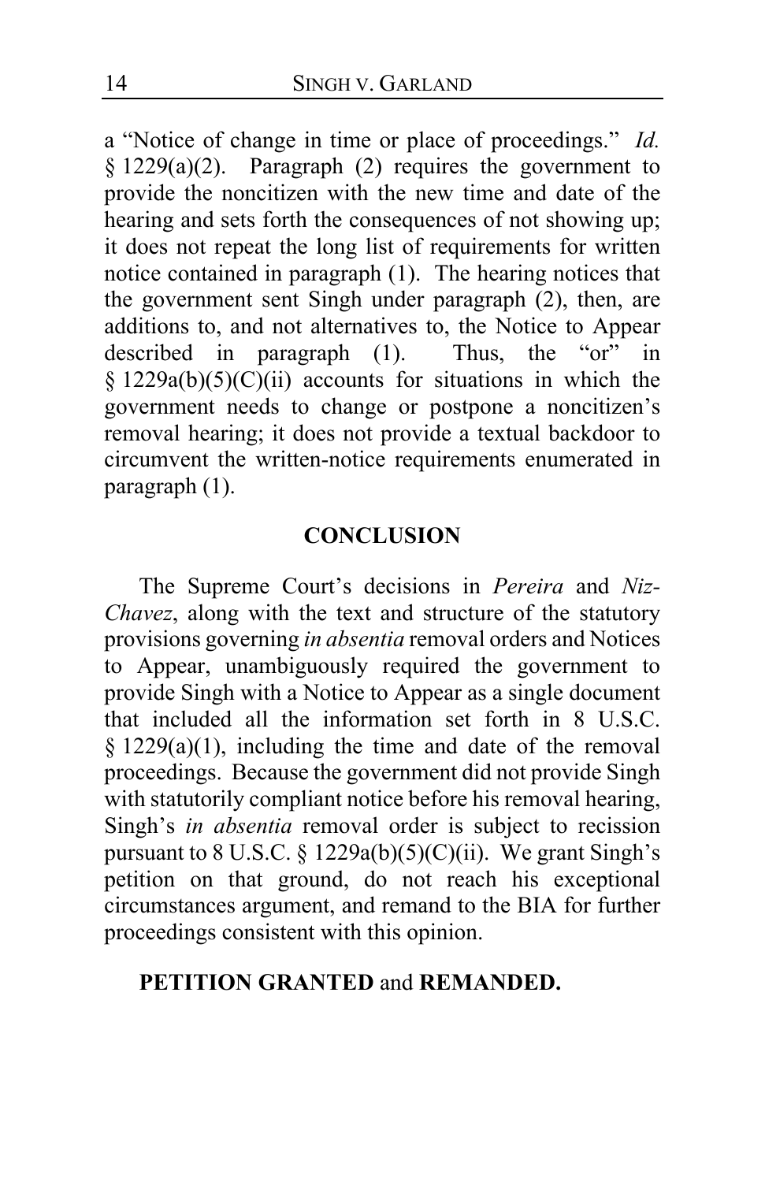a "Notice of change in time or place of proceedings." *Id.* § 1229(a)(2). Paragraph (2) requires the government to provide the noncitizen with the new time and date of the hearing and sets forth the consequences of not showing up; it does not repeat the long list of requirements for written notice contained in paragraph (1). The hearing notices that the government sent Singh under paragraph (2), then, are additions to, and not alternatives to, the Notice to Appear described in paragraph (1). Thus, the "or" in § 1229a(b)(5)(C)(ii) accounts for situations in which the government needs to change or postpone a noncitizen's removal hearing; it does not provide a textual backdoor to circumvent the written-notice requirements enumerated in paragraph (1).

## CONCLUSION

The Supreme Court's decisions in *Pereira* and *Niz-Chavez*, along with the text and structure of the statutory provisions governing *in absentia* removal orders and Notices to Appear, unambiguously required the government to provide Singh with a Notice to Appear as a single document that included all the information set forth in 8 U.S.C. § 1229(a)(1), including the time and date of the removal proceedings. Because the government did not provide Singh with statutorily compliant notice before his removal hearing, Singh's *in absentia* removal order is subject to recission pursuant to 8 U.S.C. § 1229a(b)(5)(C)(ii). We grant Singh's petition on that ground, do not reach his exceptional circumstances argument, and remand to the BIA for further proceedings consistent with this opinion.

**PETITION GRANTED** and **REMANDED.**